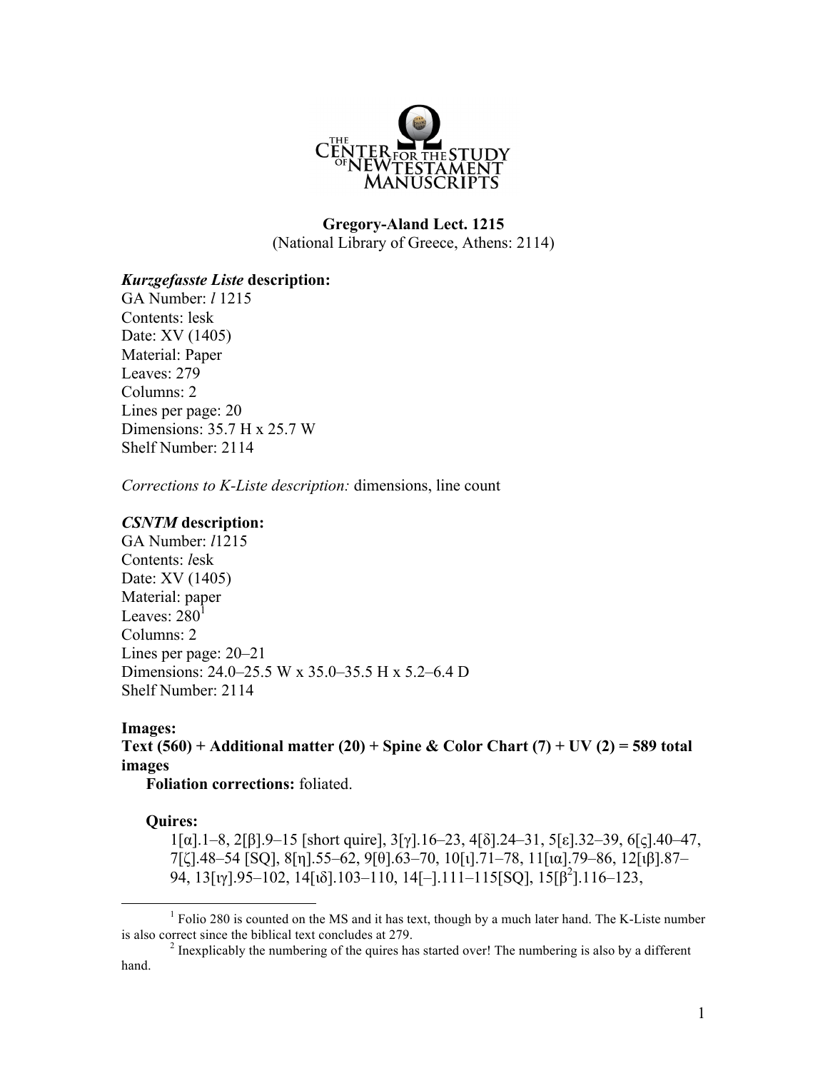**Gregory-Aland Lect. 1215**
(National Library of Greece, Athens: 2114)

***Kurzgefasste Liste* description:**
GA Number: *l* 1215
Contents: lesk
Date: XV (1405)
Material: Paper
Leaves: 279
Columns: 2
Lines per page: 20
Dimensions: 35.7 H x 25.7 W
Shelf Number: 2114

*Corrections to K-Liste description:* dimensions, line count

***CSNTM* description:**
GA Number: *l*1215
Contents: *l*esk
Date: XV (1405)
Material: paper
Leaves: 280[1]
Columns: 2
Lines per page: 20–21
Dimensions: 24.0–25.5 W x 35.0–35.5 H x 5.2–6.4 D
Shelf Number: 2114

**Images:**
**Text (560) + Additional matter (20) + Spine & Color Chart (7) + UV (2) = 589 total images**

**Foliation corrections:** foliated.

**Quires:**

1[α].1–8, 2[β].9–15 [short quire], 3[γ].16–23, 4[δ].24–31, 5[ε].32–39, 6[ς].40–47, 7[ζ].48–54 [SQ], 8[η].55–62, 9[θ].63–70, 10[ι].71–78, 11[ια].79–86, 12[ιβ].87–94, 13[ιγ].95–102, 14[ιδ].103–110, 14[–].111–115[SQ], 15[β[2]].116–123,

---

[1] Folio 280 is counted on the MS and it has text, though by a much later hand. The K-Liste number is also correct since the biblical text concludes at 279.

[2] Inexplicably the numbering of the quires has started over! The numbering is also by a different hand.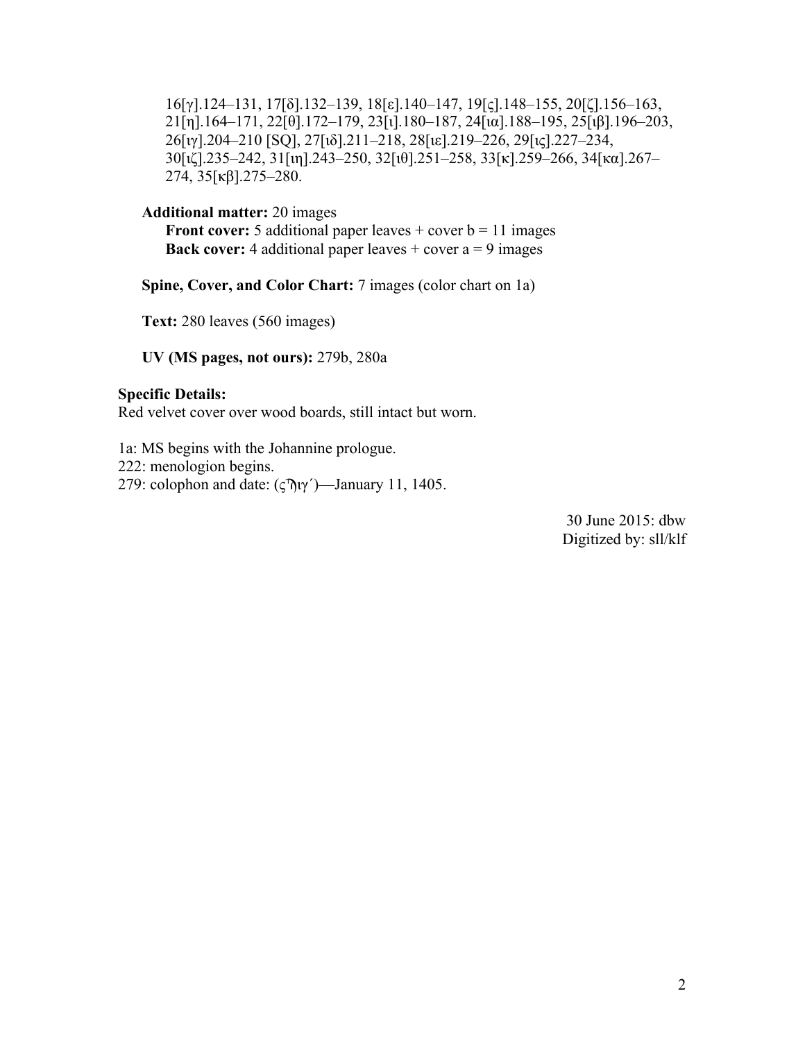16[γ].124–131, 17[δ].132–139, 18[ε].140–147, 19[ς].148–155, 20[ζ].156–163, 21[η].164–171, 22[θ].172–179, 23[ι].180–187, 24[ια].188–195, 25[ιβ].196–203, 26[ιγ].204–210 [SQ], 27[ιδ].211–218, 28[ιε].219–226, 29[ις].227–234, 30[ιζ].235–242, 31[ιη].243–250, 32[ιθ].251–258, 33[κ].259–266, 34[κα].267–274, 35[κβ].275–280.

**Additional matter:** 20 images
**Front cover:** 5 additional paper leaves + cover b = 11 images
**Back cover:** 4 additional paper leaves + cover a = 9 images

**Spine, Cover, and Color Chart:** 7 images (color chart on 1a)

**Text:** 280 leaves (560 images)

**UV (MS pages, not ours):** 279b, 280a

**Specific Details:**
Red velvet cover over wood boards, still intact but worn.

1a: MS begins with the Johannine prologue.
222: menologion begins.
279: colophon and date: (ϛϡιγ΄)—January 11, 1405.

30 June 2015: dbw
Digitized by: sll/klf